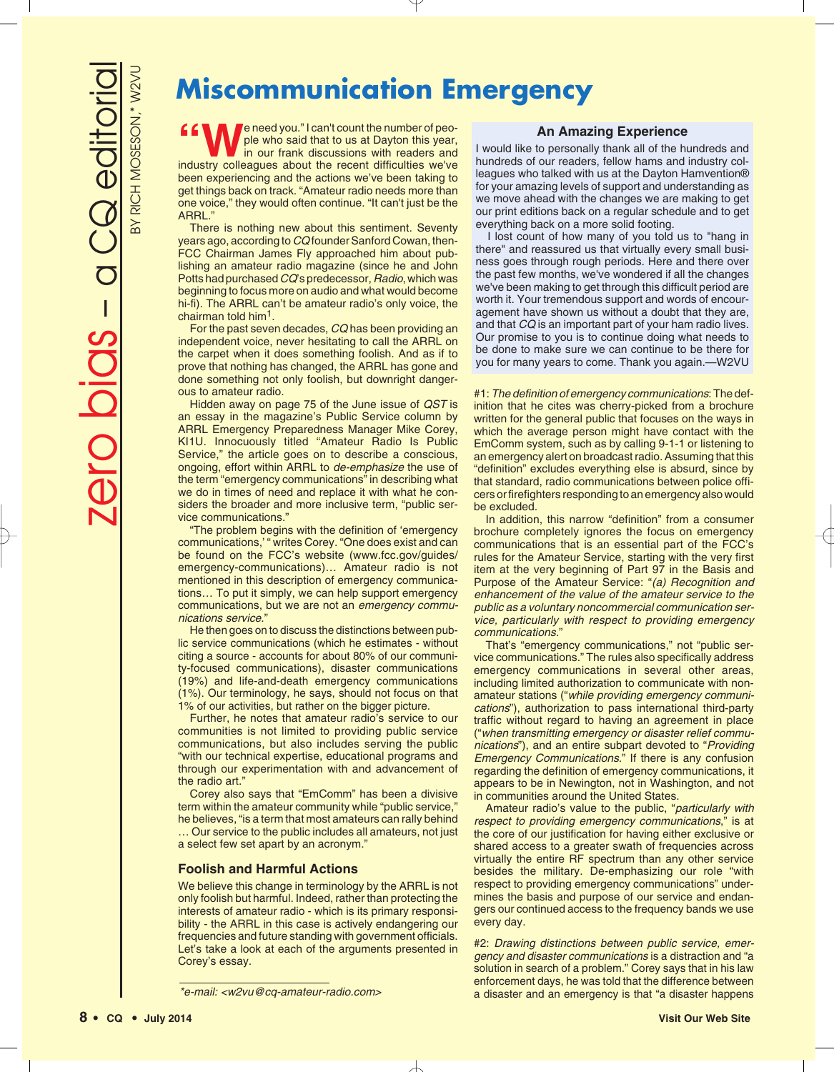zero bias – a CQ editorial

BY RICH MOSESON,* W2VU

# Miscommunication Emergency

"We need you." I can't count the number of people who said that to us at Dayton this year, in our frank discussions with readers and industry colleagues about the recent difficulties we've been experiencing and the actions we've been taking to get things back on track. "Amateur radio needs more than one voice," they would often continue. "It can't just be the ARRL."

There is nothing new about this sentiment. Seventy years ago, according to *CQ* founder Sanford Cowan, then-FCC Chairman James Fly approached him about publishing an amateur radio magazine (since he and John Potts had purchased *CQ*'s predecessor, *Radio*, which was beginning to focus more on audio and what would become hi-fi). The ARRL can't be amateur radio's only voice, the chairman told him[1].

For the past seven decades, *CQ* has been providing an independent voice, never hesitating to call the ARRL on the carpet when it does something foolish. And as if to prove that nothing has changed, the ARRL has gone and done something not only foolish, but downright dangerous to amateur radio.

Hidden away on page 75 of the June issue of *QST* is an essay in the magazine's Public Service column by ARRL Emergency Preparedness Manager Mike Corey, KI1U. Innocuously titled "Amateur Radio Is Public Service," the article goes on to describe a conscious, ongoing, effort within ARRL to *de-emphasize* the use of the term "emergency communications" in describing what we do in times of need and replace it with what he considers the broader and more inclusive term, "public service communications."

"The problem begins with the definition of 'emergency communications,' " writes Corey. "One does exist and can be found on the FCC's website (www.fcc.gov/guides/emergency-communications)… Amateur radio is not mentioned in this description of emergency communications… To put it simply, we can help support emergency communications, but we are not an *emergency communications service*."

He then goes on to discuss the distinctions between public service communications (which he estimates - without citing a source - accounts for about 80% of our community-focused communications), disaster communications (19%) and life-and-death emergency communications (1%). Our terminology, he says, should not focus on that 1% of our activities, but rather on the bigger picture.

Further, he notes that amateur radio's service to our communities is not limited to providing public service communications, but also includes serving the public "with our technical expertise, educational programs and through our experimentation with and advancement of the radio art."

Corey also says that "EmComm" has been a divisive term within the amateur community while "public service," he believes, "is a term that most amateurs can rally behind … Our service to the public includes all amateurs, not just a select few set apart by an acronym."

### Foolish and Harmful Actions

We believe this change in terminology by the ARRL is not only foolish but harmful. Indeed, rather than protecting the interests of amateur radio - which is its primary responsibility - the ARRL in this case is actively endangering our frequencies and future standing with government officials. Let's take a look at each of the arguments presented in Corey's essay.

*e-mail: <w2vu@cq-amateur-radio.com>

### An Amazing Experience

I would like to personally thank all of the hundreds and hundreds of our readers, fellow hams and industry colleagues who talked with us at the Dayton Hamvention® for your amazing levels of support and understanding as we move ahead with the changes we are making to get our print editions back on a regular schedule and to get everything back on a more solid footing.

I lost count of how many of you told us to "hang in there" and reassured us that virtually every small business goes through rough periods. Here and there over the past few months, we've wondered if all the changes we've been making to get through this difficult period are worth it. Your tremendous support and words of encouragement have shown us without a doubt that they are, and that *CQ* is an important part of your ham radio lives. Our promise to you is to continue doing what needs to be done to make sure we can continue to be there for you for many years to come. Thank you again.—W2VU

#1: *The definition of emergency communications*: The definition that he cites was cherry-picked from a brochure written for the general public that focuses on the ways in which the average person might have contact with the EmComm system, such as by calling 9-1-1 or listening to an emergency alert on broadcast radio. Assuming that this "definition" excludes everything else is absurd, since by that standard, radio communications between police officers or firefighters responding to an emergency also would be excluded.

In addition, this narrow "definition" from a consumer brochure completely ignores the focus on emergency communications that is an essential part of the FCC's rules for the Amateur Service, starting with the very first item at the very beginning of Part 97 in the Basis and Purpose of the Amateur Service: "*(a) Recognition and enhancement of the value of the amateur service to the public as a voluntary noncommercial communication service, particularly with respect to providing emergency communications*."

That's "emergency communications," not "public service communications." The rules also specifically address emergency communications in several other areas, including limited authorization to communicate with non-amateur stations ("*while providing emergency communications*"), authorization to pass international third-party traffic without regard to having an agreement in place ("*when transmitting emergency or disaster relief communications*"), and an entire subpart devoted to "*Providing Emergency Communications*." If there is any confusion regarding the definition of emergency communications, it appears to be in Newington, not in Washington, and not in communities around the United States.

Amateur radio's value to the public, "*particularly with respect to providing emergency communications*," is at the core of our justification for having either exclusive or shared access to a greater swath of frequencies across virtually the entire RF spectrum than any other service besides the military. De-emphasizing our role "with respect to providing emergency communications" undermines the basis and purpose of our service and endangers our continued access to the frequency bands we use every day.

#2: *Drawing distinctions between public service, emergency and disaster communications* is a distraction and "a solution in search of a problem." Corey says that in his law enforcement days, he was told that the difference between a disaster and an emergency is that "a disaster happens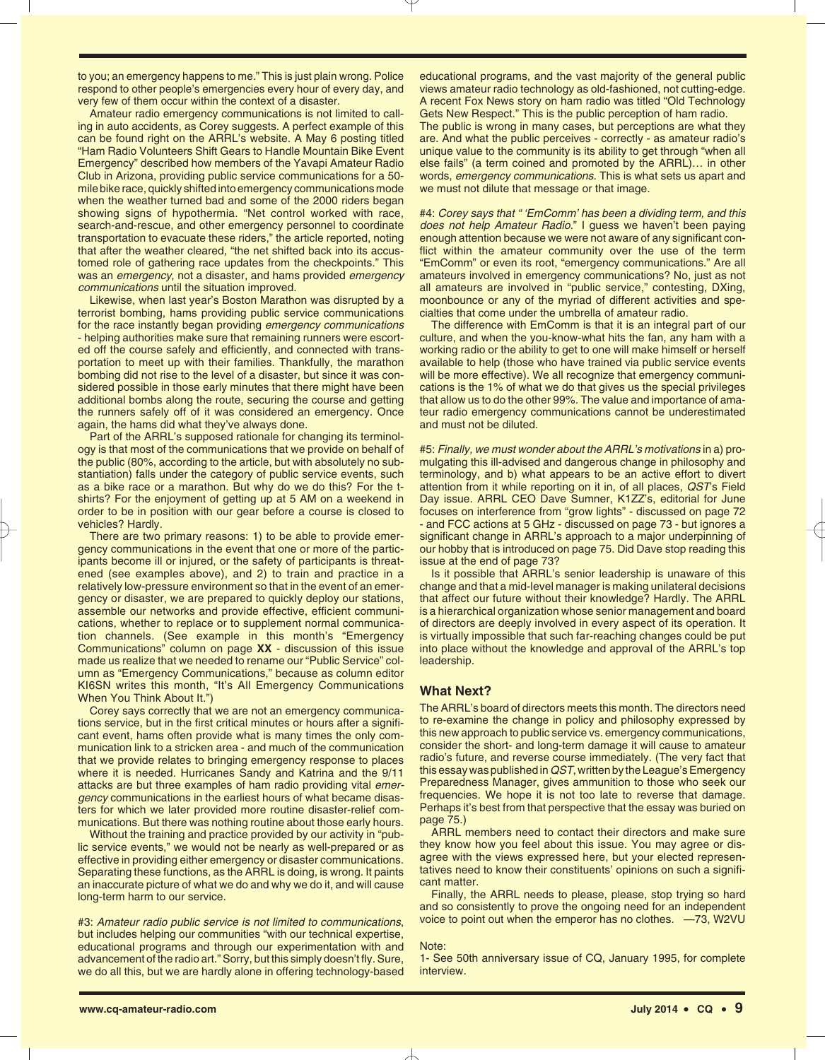to you; an emergency happens to me." This is just plain wrong. Police respond to other people's emergencies every hour of every day, and very few of them occur within the context of a disaster.

Amateur radio emergency communications is not limited to calling in auto accidents, as Corey suggests. A perfect example of this can be found right on the ARRL's website. A May 6 posting titled "Ham Radio Volunteers Shift Gears to Handle Mountain Bike Event Emergency" described how members of the Yavapai Amateur Radio Club in Arizona, providing public service communications for a 50-mile bike race, quickly shifted into emergency communications mode when the weather turned bad and some of the 2000 riders began showing signs of hypothermia. "Net control worked with race, search-and-rescue, and other emergency personnel to coordinate transportation to evacuate these riders," the article reported, noting that after the weather cleared, "the net shifted back into its accustomed role of gathering race updates from the checkpoints." This was an *emergency*, not a disaster, and hams provided *emergency communications* until the situation improved.

Likewise, when last year's Boston Marathon was disrupted by a terrorist bombing, hams providing public service communications for the race instantly began providing *emergency communications* - helping authorities make sure that remaining runners were escorted off the course safely and efficiently, and connected with transportation to meet up with their families. Thankfully, the marathon bombing did not rise to the level of a disaster, but since it was considered possible in those early minutes that there might have been additional bombs along the route, securing the course and getting the runners safely off of it was considered an emergency. Once again, the hams did what they've always done.

Part of the ARRL's supposed rationale for changing its terminology is that most of the communications that we provide on behalf of the public (80%, according to the article, but with absolutely no substantiation) falls under the category of public service events, such as a bike race or a marathon. But why do we do this? For the t-shirts? For the enjoyment of getting up at 5 AM on a weekend in order to be in position with our gear before a course is closed to vehicles? Hardly.

There are two primary reasons: 1) to be able to provide emergency communications in the event that one or more of the participants become ill or injured, or the safety of participants is threatened (see examples above), and 2) to train and practice in a relatively low-pressure environment so that in the event of an emergency or disaster, we are prepared to quickly deploy our stations, assemble our networks and provide effective, efficient communications, whether to replace or to supplement normal communication channels. (See example in this month's "Emergency Communications" column on page **XX** - discussion of this issue made us realize that we needed to rename our "Public Service" column as "Emergency Communications," because as column editor KI6SN writes this month, "It's All Emergency Communications When You Think About It.")

Corey says correctly that we are not an emergency communications service, but in the first critical minutes or hours after a significant event, hams often provide what is many times the only communication link to a stricken area - and much of the communication that we provide relates to bringing emergency response to places where it is needed. Hurricanes Sandy and Katrina and the 9/11 attacks are but three examples of ham radio providing vital *emergency* communications in the earliest hours of what became disasters for which we later provided more routine disaster-relief communications. But there was nothing routine about those early hours.

Without the training and practice provided by our activity in "public service events," we would not be nearly as well-prepared or as effective in providing either emergency or disaster communications. Separating these functions, as the ARRL is doing, is wrong. It paints an inaccurate picture of what we do and why we do it, and will cause long-term harm to our service.

#3: *Amateur radio public service is not limited to communications*, but includes helping our communities "with our technical expertise, educational programs and through our experimentation with and advancement of the radio art." Sorry, but this simply doesn't fly. Sure, we do all this, but we are hardly alone in offering technology-based educational programs, and the vast majority of the general public views amateur radio technology as old-fashioned, not cutting-edge. A recent Fox News story on ham radio was titled "Old Technology Gets New Respect." This is the public perception of ham radio. The public is wrong in many cases, but perceptions are what they are. And what the public perceives - correctly - as amateur radio's unique value to the community is its ability to get through "when all else fails" (a term coined and promoted by the ARRL)… in other words, *emergency communications*. This is what sets us apart and we must not dilute that message or that image.

#4: *Corey says that " 'EmComm' has been a dividing term, and this does not help Amateur Radio*." I guess we haven't been paying enough attention because we were not aware of any significant conflict within the amateur community over the use of the term "EmComm" or even its root, "emergency communications." Are all amateurs involved in emergency communications? No, just as not all amateurs are involved in "public service," contesting, DXing, moonbounce or any of the myriad of different activities and specialties that come under the umbrella of amateur radio.

The difference with EmComm is that it is an integral part of our culture, and when the you-know-what hits the fan, any ham with a working radio or the ability to get to one will make himself or herself available to help (those who have trained via public service events will be more effective). We all recognize that emergency communications is the 1% of what we do that gives us the special privileges that allow us to do the other 99%. The value and importance of amateur radio emergency communications cannot be underestimated and must not be diluted.

#5: *Finally, we must wonder about the ARRL's motivations* in a) promulgating this ill-advised and dangerous change in philosophy and terminology, and b) what appears to be an active effort to divert attention from it while reporting on it in, of all places, *QST*'s Field Day issue. ARRL CEO Dave Sumner, K1ZZ's, editorial for June focuses on interference from "grow lights" - discussed on page 72 - and FCC actions at 5 GHz - discussed on page 73 - but ignores a significant change in ARRL's approach to a major underpinning of our hobby that is introduced on page 75. Did Dave stop reading this issue at the end of page 73?

Is it possible that ARRL's senior leadership is unaware of this change and that a mid-level manager is making unilateral decisions that affect our future without their knowledge? Hardly. The ARRL is a hierarchical organization whose senior management and board of directors are deeply involved in every aspect of its operation. It is virtually impossible that such far-reaching changes could be put into place without the knowledge and approval of the ARRL's top leadership.

## What Next?

The ARRL's board of directors meets this month. The directors need to re-examine the change in policy and philosophy expressed by this new approach to public service vs. emergency communications, consider the short- and long-term damage it will cause to amateur radio's future, and reverse course immediately. (The very fact that this essay was published in *QST*, written by the League's Emergency Preparedness Manager, gives ammunition to those who seek our frequencies. We hope it is not too late to reverse that damage. Perhaps it's best from that perspective that the essay was buried on page 75.)

ARRL members need to contact their directors and make sure they know how you feel about this issue. You may agree or disagree with the views expressed here, but your elected representatives need to know their constituents' opinions on such a significant matter.

Finally, the ARRL needs to please, please, stop trying so hard and so consistently to prove the ongoing need for an independent voice to point out when the emperor has no clothes. —73, W2VU

Note:
1- See 50th anniversary issue of CQ, January 1995, for complete interview.